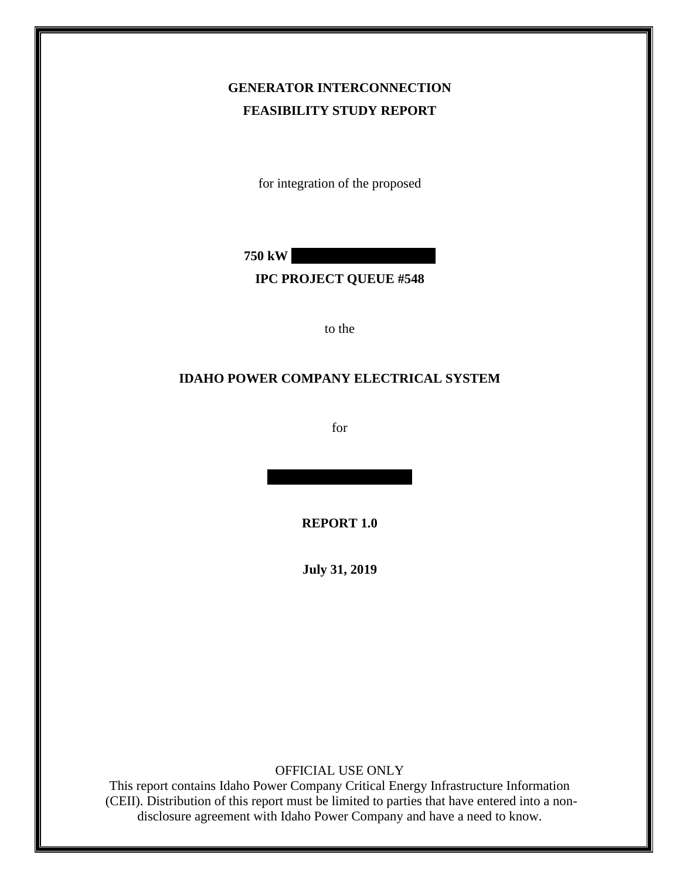# GENERATOR INTERCONNECTION FEASIBILITY STUDY REPORT

for integration of the proposed

**750 kW**

**IPC PROJECT QUEUE #548**

to the

**IDAHO POWER COMPANY ELECTRICAL SYSTEM**

for

**REPORT 1.0**

**July 31, 2019**

OFFICIAL USE ONLY

This report contains Idaho Power Company Critical Energy Infrastructure Information (CEII). Distribution of this report must be limited to parties that have entered into a non-disclosure agreement with Idaho Power Company and have a need to know.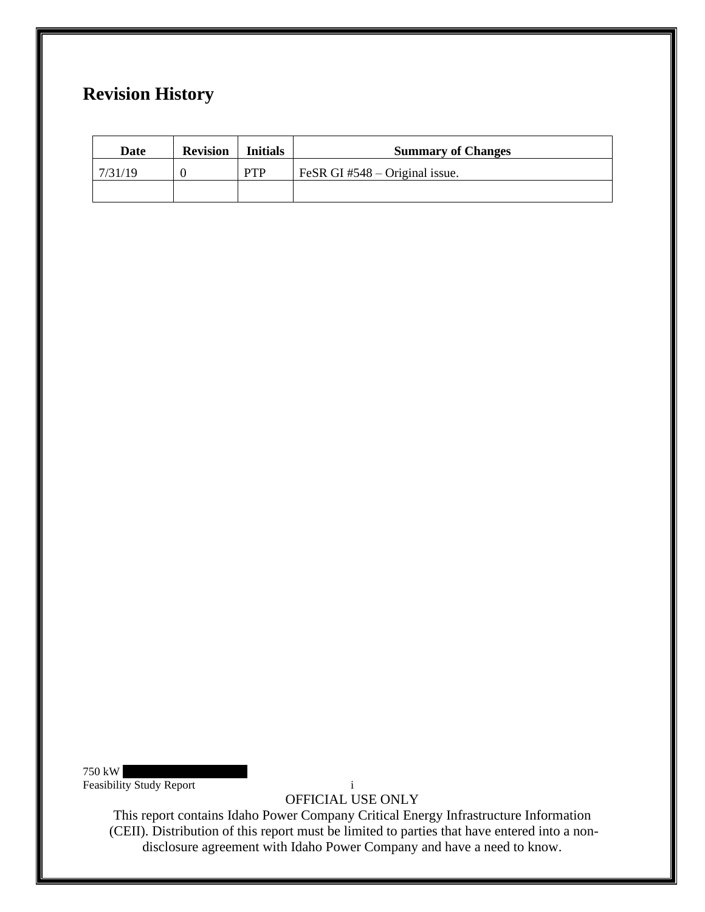## Revision History

| Date | Revision | Initials | Summary of Changes |
|---|---|---|---|
| 7/31/19 | 0 | PTP | FeSR GI #548 – Original issue. |
| | | | |

OFFICIAL USE ONLY

This report contains Idaho Power Company Critical Energy Infrastructure Information (CEII). Distribution of this report must be limited to parties that have entered into a non-disclosure agreement with Idaho Power Company and have a need to know.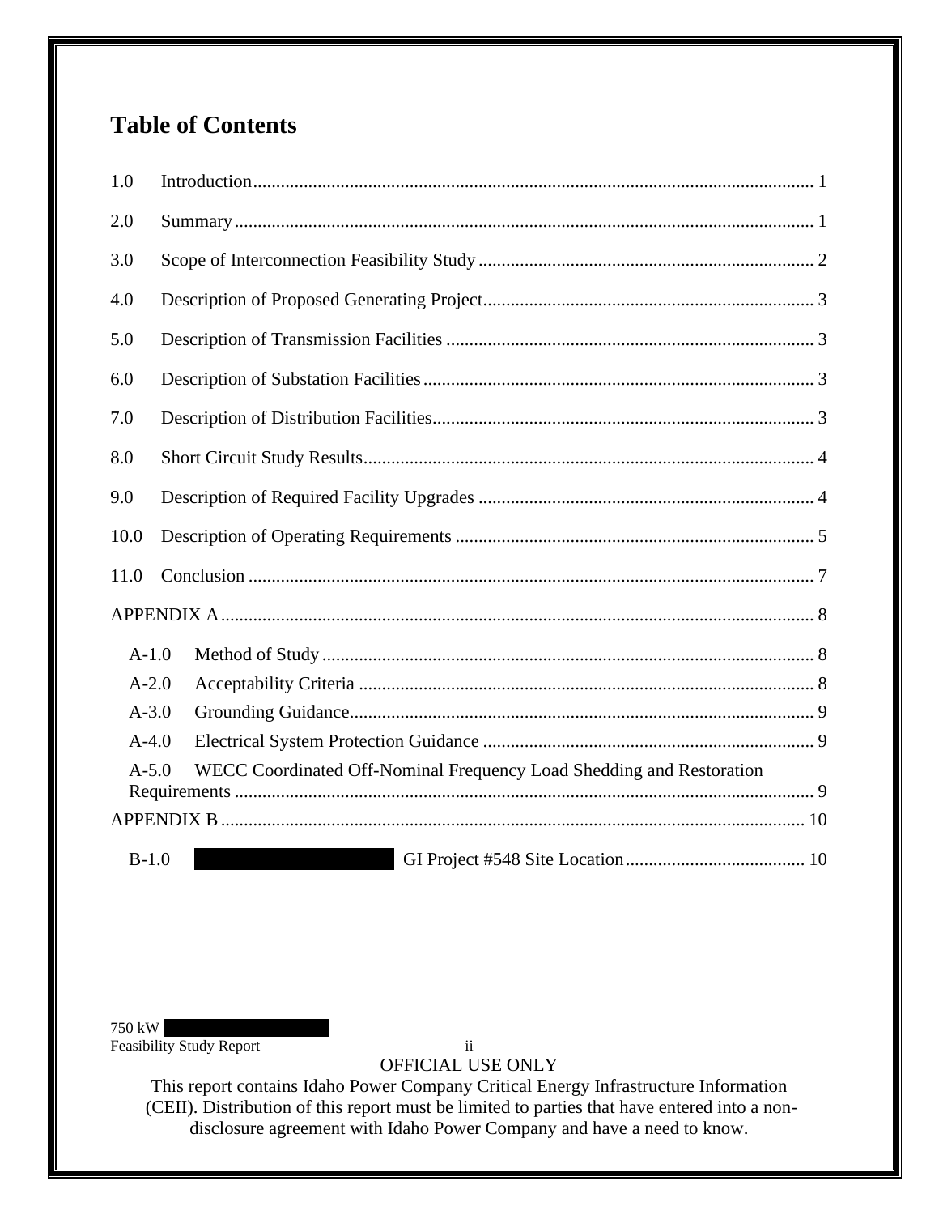# Table of Contents

1.0 Introduction ........................................................................................................................ 1

2.0 Summary ............................................................................................................................ 1

3.0 Scope of Interconnection Feasibility Study ........................................................................ 2

4.0 Description of Proposed Generating Project ....................................................................... 3

5.0 Description of Transmission Facilities ............................................................................... 3

6.0 Description of Substation Facilities .................................................................................... 3

7.0 Description of Distribution Facilities .................................................................................. 3

8.0 Short Circuit Study Results ................................................................................................. 4

9.0 Description of Required Facility Upgrades ......................................................................... 4

10.0 Description of Operating Requirements ............................................................................. 5

11.0 Conclusion .......................................................................................................................... 7

APPENDIX A ............................................................................................................................... 8

- A-1.0 Method of Study .......................................................................................................... 8
- A-2.0 Acceptability Criteria .................................................................................................. 8
- A-3.0 Grounding Guidance .................................................................................................... 9
- A-4.0 Electrical System Protection Guidance ....................................................................... 9
- A-5.0 WECC Coordinated Off-Nominal Frequency Load Shedding and Restoration Requirements ............................................................................................................................ 9

APPENDIX B ............................................................................................................................. 10

- B-1.0 [REDACTED] GI Project #548 Site Location ....................................... 10

OFFICIAL USE ONLY

This report contains Idaho Power Company Critical Energy Infrastructure Information (CEII). Distribution of this report must be limited to parties that have entered into a non-disclosure agreement with Idaho Power Company and have a need to know.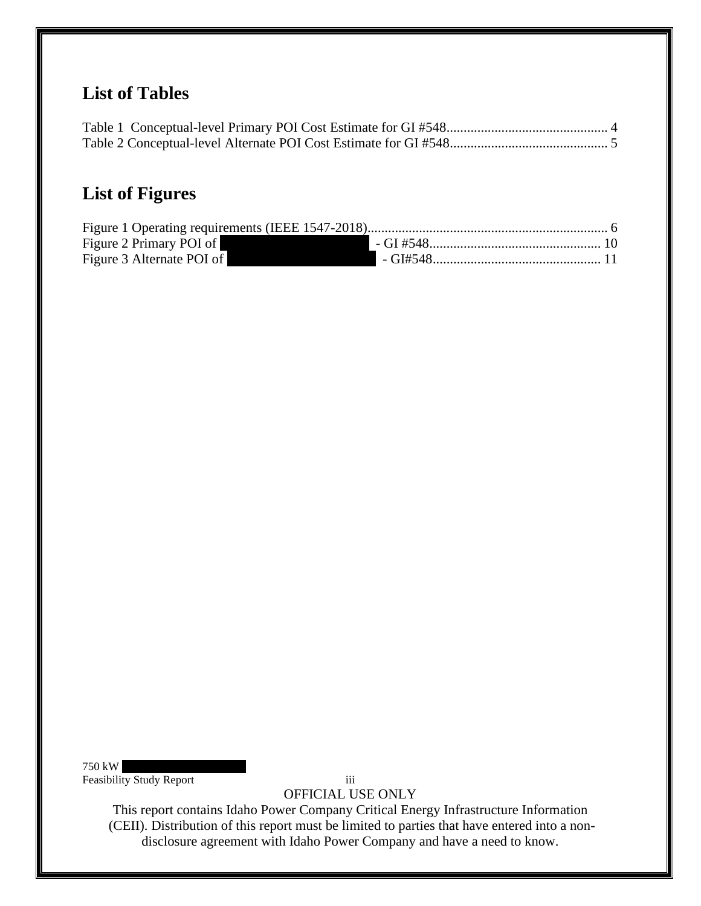## List of Tables

Table 1 Conceptual-level Primary POI Cost Estimate for GI #548.............................................. 4
Table 2 Conceptual-level Alternate POI Cost Estimate for GI #548............................................. 5

## List of Figures

Figure 1 Operating requirements (IEEE 1547-2018)..................................................................... 6
Figure 2 Primary POI of [REDACTED] - GI #548................................................. 10
Figure 3 Alternate POI of [REDACTED] - GI#548................................................. 11

OFFICIAL USE ONLY

This report contains Idaho Power Company Critical Energy Infrastructure Information (CEII). Distribution of this report must be limited to parties that have entered into a non-disclosure agreement with Idaho Power Company and have a need to know.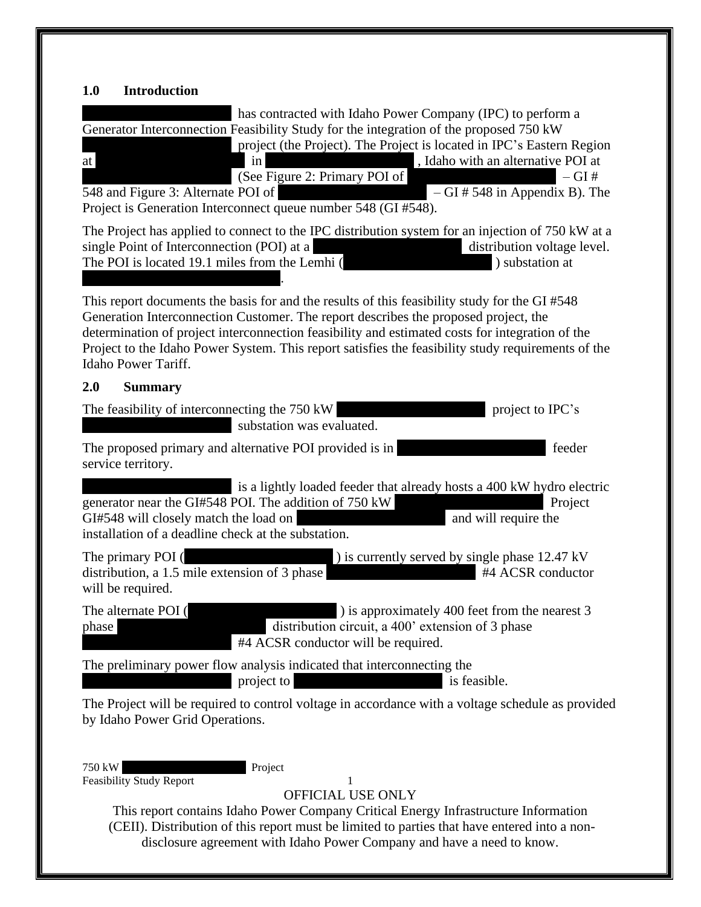## 1.0 Introduction

has contracted with Idaho Power Company (IPC) to perform a Generator Interconnection Feasibility Study for the integration of the proposed 750 kW project (the Project). The Project is located in IPC's Eastern Region at in , Idaho with an alternative POI at (See Figure 2: Primary POI of – GI # 548 and Figure 3: Alternate POI of – GI # 548 in Appendix B). The Project is Generation Interconnect queue number 548 (GI #548).

The Project has applied to connect to the IPC distribution system for an injection of 750 kW at a single Point of Interconnection (POI) at a distribution voltage level. The POI is located 19.1 miles from the Lemhi ( ) substation at .

This report documents the basis for and the results of this feasibility study for the GI #548 Generation Interconnection Customer. The report describes the proposed project, the determination of project interconnection feasibility and estimated costs for integration of the Project to the Idaho Power System. This report satisfies the feasibility study requirements of the Idaho Power Tariff.

## 2.0 Summary

The feasibility of interconnecting the 750 kW project to IPC's substation was evaluated.

The proposed primary and alternative POI provided is in feeder service territory.

is a lightly loaded feeder that already hosts a 400 kW hydro electric generator near the GI#548 POI. The addition of 750 kW Project GI#548 will closely match the load on and will require the installation of a deadline check at the substation.

The primary POI ( ) is currently served by single phase 12.47 kV distribution, a 1.5 mile extension of 3 phase #4 ACSR conductor will be required.

The alternate POI ( ) is approximately 400 feet from the nearest 3 phase distribution circuit, a 400' extension of 3 phase #4 ACSR conductor will be required.

The preliminary power flow analysis indicated that interconnecting the project to is feasible.

The Project will be required to control voltage in accordance with a voltage schedule as provided by Idaho Power Grid Operations.

OFFICIAL USE ONLY

This report contains Idaho Power Company Critical Energy Infrastructure Information (CEII). Distribution of this report must be limited to parties that have entered into a non-disclosure agreement with Idaho Power Company and have a need to know.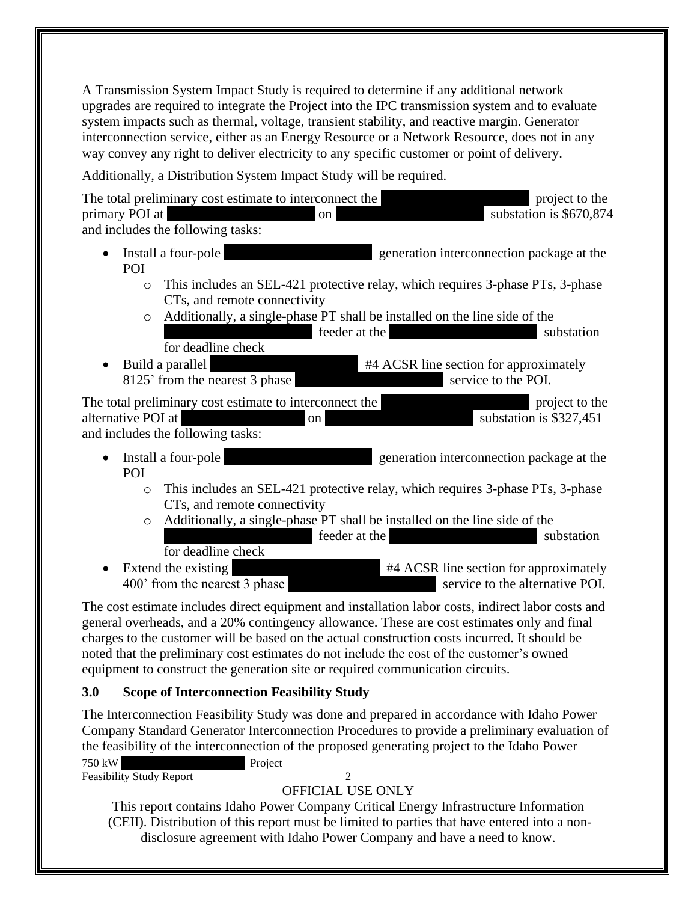A Transmission System Impact Study is required to determine if any additional network upgrades are required to integrate the Project into the IPC transmission system and to evaluate system impacts such as thermal, voltage, transient stability, and reactive margin. Generator interconnection service, either as an Energy Resource or a Network Resource, does not in any way convey any right to deliver electricity to any specific customer or point of delivery.

Additionally, a Distribution System Impact Study will be required.

The total preliminary cost estimate to interconnect the project to the primary POI at on substation is $670,874 and includes the following tasks:

- Install a four-pole generation interconnection package at the POI
  - This includes an SEL-421 protective relay, which requires 3-phase PTs, 3-phase CTs, and remote connectivity
  - Additionally, a single-phase PT shall be installed on the line side of the feeder at the substation for deadline check
- Build a parallel #4 ACSR line section for approximately 8125' from the nearest 3 phase service to the POI.

The total preliminary cost estimate to interconnect the project to the alternative POI at on substation is $327,451 and includes the following tasks:

- Install a four-pole generation interconnection package at the POI
  - This includes an SEL-421 protective relay, which requires 3-phase PTs, 3-phase CTs, and remote connectivity
  - Additionally, a single-phase PT shall be installed on the line side of the feeder at the substation for deadline check
- Extend the existing #4 ACSR line section for approximately 400' from the nearest 3 phase service to the alternative POI.

The cost estimate includes direct equipment and installation labor costs, indirect labor costs and general overheads, and a 20% contingency allowance. These are cost estimates only and final charges to the customer will be based on the actual construction costs incurred. It should be noted that the preliminary cost estimates do not include the cost of the customer's owned equipment to construct the generation site or required communication circuits.

## 3.0 Scope of Interconnection Feasibility Study

The Interconnection Feasibility Study was done and prepared in accordance with Idaho Power Company Standard Generator Interconnection Procedures to provide a preliminary evaluation of the feasibility of the interconnection of the proposed generating project to the Idaho Power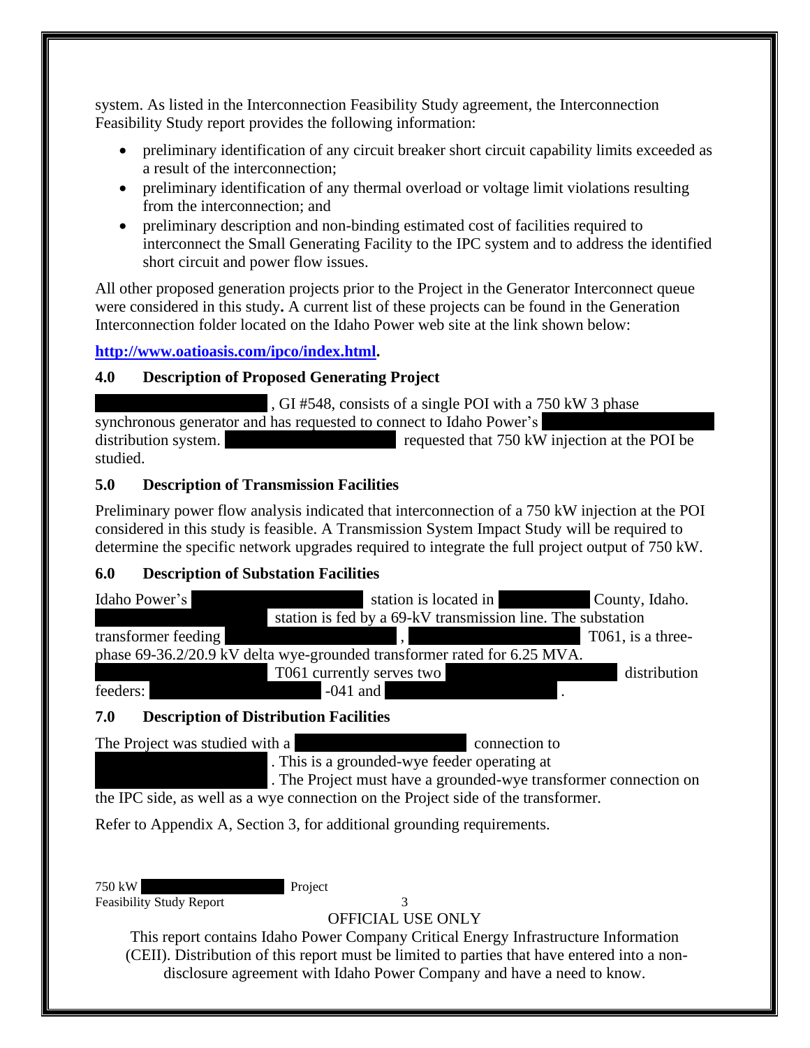system. As listed in the Interconnection Feasibility Study agreement, the Interconnection Feasibility Study report provides the following information:

- preliminary identification of any circuit breaker short circuit capability limits exceeded as a result of the interconnection;
- preliminary identification of any thermal overload or voltage limit violations resulting from the interconnection; and
- preliminary description and non-binding estimated cost of facilities required to interconnect the Small Generating Facility to the IPC system and to address the identified short circuit and power flow issues.

All other proposed generation projects prior to the Project in the Generator Interconnect queue were considered in this study**.** A current list of these projects can be found in the Generation Interconnection folder located on the Idaho Power web site at the link shown below:

**http://www.oatioasis.com/ipco/index.html.**

## 4.0 Description of Proposed Generating Project

, GI #548, consists of a single POI with a 750 kW 3 phase synchronous generator and has requested to connect to Idaho Power's distribution system. requested that 750 kW injection at the POI be studied.

## 5.0 Description of Transmission Facilities

Preliminary power flow analysis indicated that interconnection of a 750 kW injection at the POI considered in this study is feasible. A Transmission System Impact Study will be required to determine the specific network upgrades required to integrate the full project output of 750 kW.

## 6.0 Description of Substation Facilities

Idaho Power's station is located in County, Idaho. station is fed by a 69-kV transmission line. The substation transformer feeding , T061, is a three-phase 69-36.2/20.9 kV delta wye-grounded transformer rated for 6.25 MVA. T061 currently serves two distribution feeders: -041 and .

## 7.0 Description of Distribution Facilities

The Project was studied with a connection to . This is a grounded-wye feeder operating at . The Project must have a grounded-wye transformer connection on the IPC side, as well as a wye connection on the Project side of the transformer.

Refer to Appendix A, Section 3, for additional grounding requirements.

750 kW Project
Feasibility Study Report

OFFICIAL USE ONLY
This report contains Idaho Power Company Critical Energy Infrastructure Information (CEII). Distribution of this report must be limited to parties that have entered into a non-disclosure agreement with Idaho Power Company and have a need to know.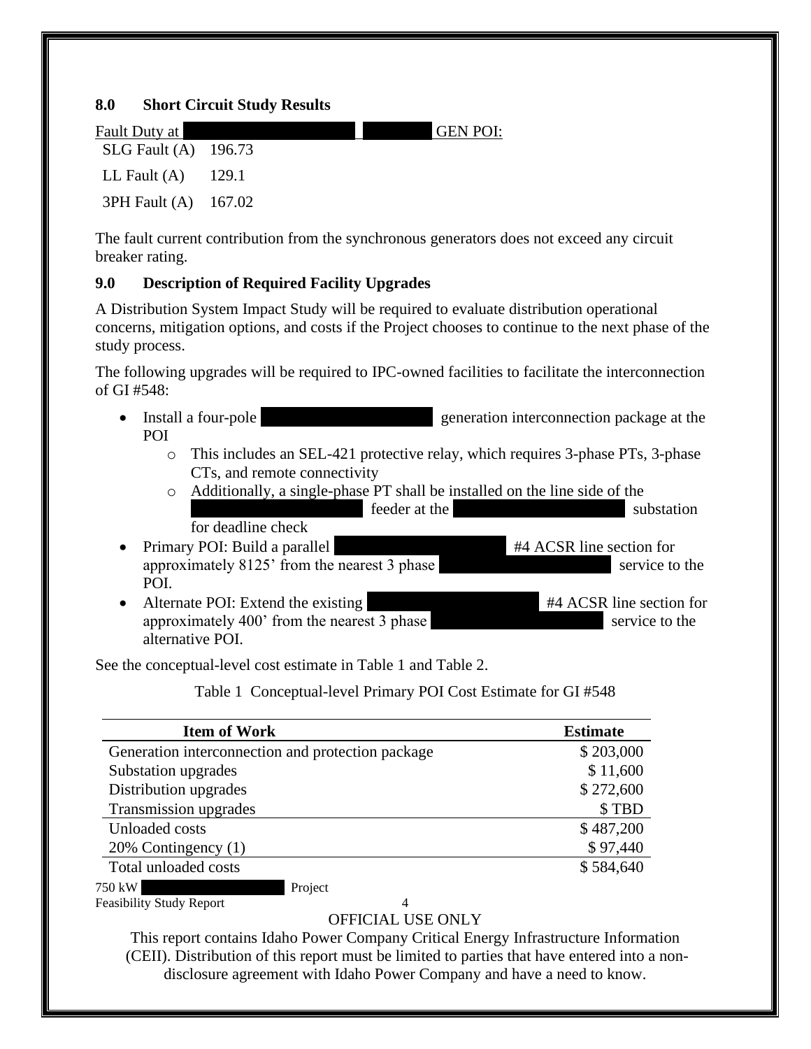## 8.0 Short Circuit Study Results

Fault Duty at GEN POI:

| | |
|---|---|
| SLG Fault (A) | 196.73 |
| LL Fault (A) | 129.1 |
| 3PH Fault (A) | 167.02 |

The fault current contribution from the synchronous generators does not exceed any circuit breaker rating.

## 9.0 Description of Required Facility Upgrades

A Distribution System Impact Study will be required to evaluate distribution operational concerns, mitigation options, and costs if the Project chooses to continue to the next phase of the study process.

The following upgrades will be required to IPC-owned facilities to facilitate the interconnection of GI #548:

- Install a four-pole generation interconnection package at the POI
  - This includes an SEL-421 protective relay, which requires 3-phase PTs, 3-phase CTs, and remote connectivity
  - Additionally, a single-phase PT shall be installed on the line side of the feeder at the substation for deadline check
- Primary POI: Build a parallel #4 ACSR line section for approximately 8125' from the nearest 3 phase service to the POI.
- Alternate POI: Extend the existing #4 ACSR line section for approximately 400' from the nearest 3 phase service to the alternative POI.

See the conceptual-level cost estimate in Table 1 and Table 2.

Table 1 Conceptual-level Primary POI Cost Estimate for GI #548

| Item of Work | Estimate |
|---|---|
| Generation interconnection and protection package | $ 203,000 |
| Substation upgrades | $ 11,600 |
| Distribution upgrades | $ 272,600 |
| Transmission upgrades | $ TBD |
| Unloaded costs | $ 487,200 |
| 20% Contingency (1) | $ 97,440 |
| Total unloaded costs | $ 584,640 |

OFFICIAL USE ONLY

This report contains Idaho Power Company Critical Energy Infrastructure Information (CEII). Distribution of this report must be limited to parties that have entered into a non-disclosure agreement with Idaho Power Company and have a need to know.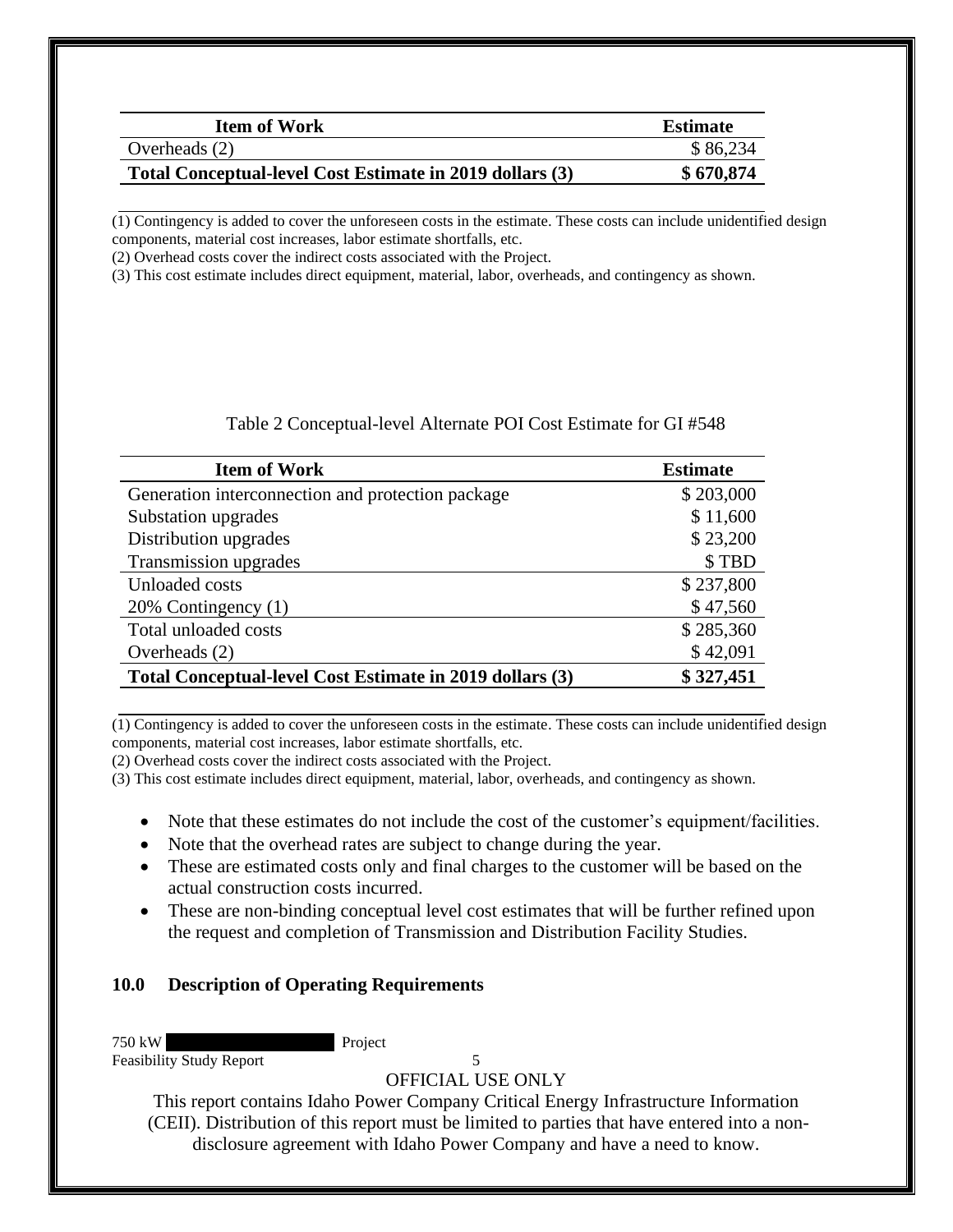| Item of Work | Estimate |
| --- | --- |
| Overheads (2) | $ 86,234 |
| **Total Conceptual-level Cost Estimate in 2019 dollars (3)** | **$ 670,874** |

(1) Contingency is added to cover the unforeseen costs in the estimate. These costs can include unidentified design components, material cost increases, labor estimate shortfalls, etc.
(2) Overhead costs cover the indirect costs associated with the Project.
(3) This cost estimate includes direct equipment, material, labor, overheads, and contingency as shown.

Table 2 Conceptual-level Alternate POI Cost Estimate for GI #548

| Item of Work | Estimate |
| --- | --- |
| Generation interconnection and protection package | $ 203,000 |
| Substation upgrades | $ 11,600 |
| Distribution upgrades | $ 23,200 |
| Transmission upgrades | $ TBD |
| Unloaded costs | $ 237,800 |
| 20% Contingency (1) | $ 47,560 |
| Total unloaded costs | $ 285,360 |
| Overheads (2) | $ 42,091 |
| **Total Conceptual-level Cost Estimate in 2019 dollars (3)** | **$ 327,451** |

(1) Contingency is added to cover the unforeseen costs in the estimate. These costs can include unidentified design components, material cost increases, labor estimate shortfalls, etc.
(2) Overhead costs cover the indirect costs associated with the Project.
(3) This cost estimate includes direct equipment, material, labor, overheads, and contingency as shown.

- Note that these estimates do not include the cost of the customer's equipment/facilities.
- Note that the overhead rates are subject to change during the year.
- These are estimated costs only and final charges to the customer will be based on the actual construction costs incurred.
- These are non-binding conceptual level cost estimates that will be further refined upon the request and completion of Transmission and Distribution Facility Studies.

## 10.0 Description of Operating Requirements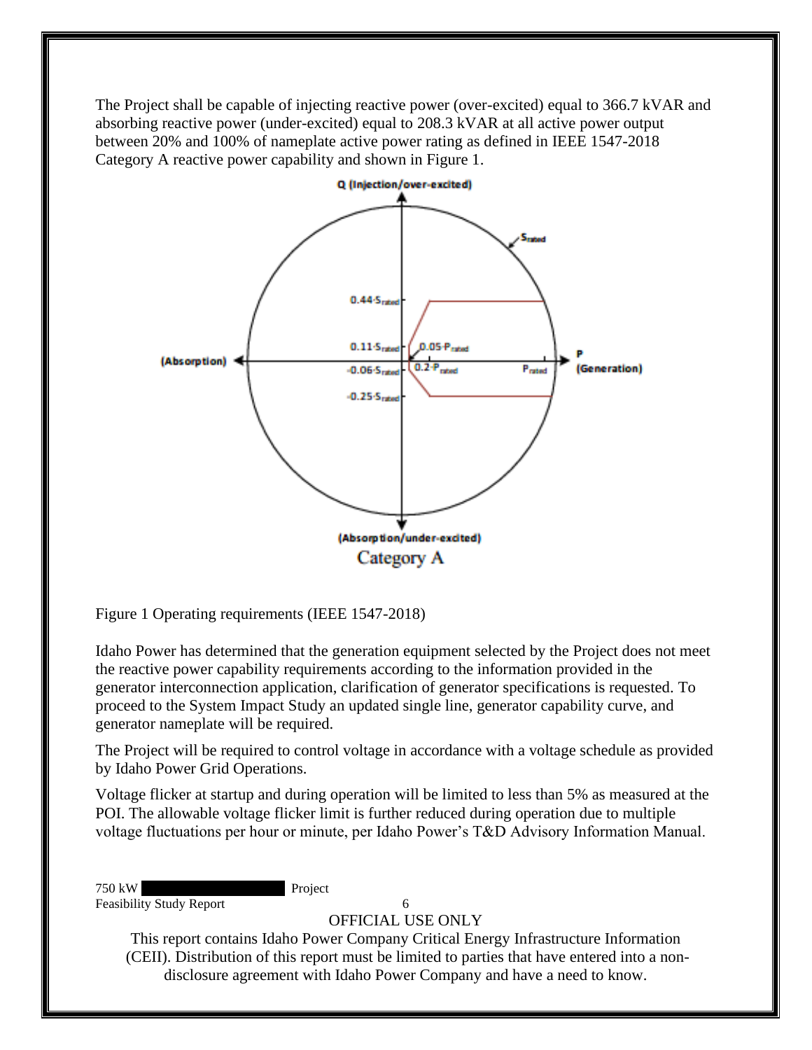The Project shall be capable of injecting reactive power (over-excited) equal to 366.7 kVAR and absorbing reactive power (under-excited) equal to 208.3 kVAR at all active power output between 20% and 100% of nameplate active power rating as defined in IEEE 1547-2018 Category A reactive power capability and shown in Figure 1.

Figure 1 Operating requirements (IEEE 1547-2018)

Idaho Power has determined that the generation equipment selected by the Project does not meet the reactive power capability requirements according to the information provided in the generator interconnection application, clarification of generator specifications is requested. To proceed to the System Impact Study an updated single line, generator capability curve, and generator nameplate will be required.

The Project will be required to control voltage in accordance with a voltage schedule as provided by Idaho Power Grid Operations.

Voltage flicker at startup and during operation will be limited to less than 5% as measured at the POI. The allowable voltage flicker limit is further reduced during operation due to multiple voltage fluctuations per hour or minute, per Idaho Power's T&D Advisory Information Manual.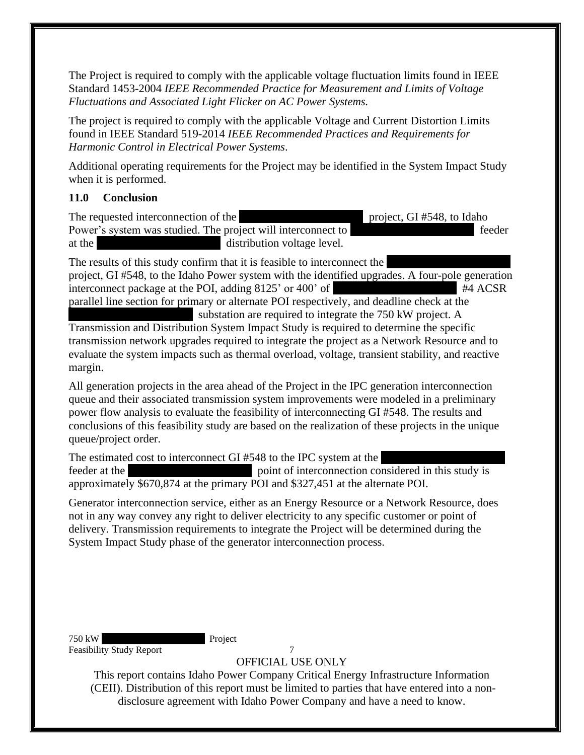The Project is required to comply with the applicable voltage fluctuation limits found in IEEE Standard 1453-2004 *IEEE Recommended Practice for Measurement and Limits of Voltage Fluctuations and Associated Light Flicker on AC Power Systems.*

The project is required to comply with the applicable Voltage and Current Distortion Limits found in IEEE Standard 519-2014 *IEEE Recommended Practices and Requirements for Harmonic Control in Electrical Power Systems*.

Additional operating requirements for the Project may be identified in the System Impact Study when it is performed.

## 11.0 Conclusion

The requested interconnection of the [REDACTED] project, GI #548, to Idaho Power's system was studied. The project will interconnect to [REDACTED] feeder at the [REDACTED] distribution voltage level.

The results of this study confirm that it is feasible to interconnect the [REDACTED] project, GI #548, to the Idaho Power system with the identified upgrades. A four-pole generation interconnect package at the POI, adding 8125' or 400' of [REDACTED] #4 ACSR parallel line section for primary or alternate POI respectively, and deadline check at the [REDACTED] substation are required to integrate the 750 kW project. A Transmission and Distribution System Impact Study is required to determine the specific transmission network upgrades required to integrate the project as a Network Resource and to evaluate the system impacts such as thermal overload, voltage, transient stability, and reactive margin.

All generation projects in the area ahead of the Project in the IPC generation interconnection queue and their associated transmission system improvements were modeled in a preliminary power flow analysis to evaluate the feasibility of interconnecting GI #548. The results and conclusions of this feasibility study are based on the realization of these projects in the unique queue/project order.

The estimated cost to interconnect GI #548 to the IPC system at the [REDACTED] feeder at the [REDACTED] point of interconnection considered in this study is approximately $670,874 at the primary POI and $327,451 at the alternate POI.

Generator interconnection service, either as an Energy Resource or a Network Resource, does not in any way convey any right to deliver electricity to any specific customer or point of delivery. Transmission requirements to integrate the Project will be determined during the System Impact Study phase of the generator interconnection process.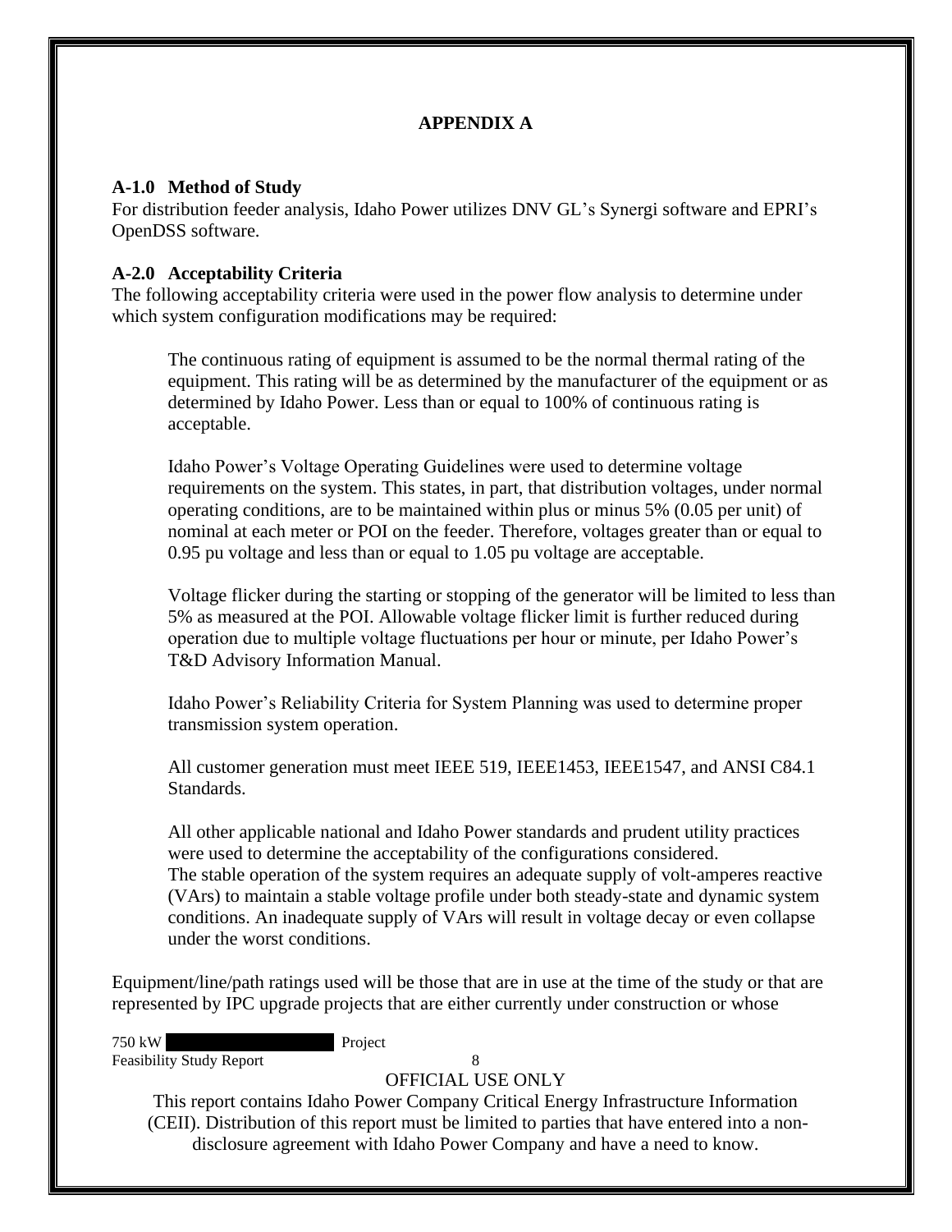# APPENDIX A

### A-1.0 Method of Study

For distribution feeder analysis, Idaho Power utilizes DNV GL's Synergi software and EPRI's OpenDSS software.

### A-2.0 Acceptability Criteria

The following acceptability criteria were used in the power flow analysis to determine under which system configuration modifications may be required:

> The continuous rating of equipment is assumed to be the normal thermal rating of the equipment. This rating will be as determined by the manufacturer of the equipment or as determined by Idaho Power. Less than or equal to 100% of continuous rating is acceptable.
>
> Idaho Power's Voltage Operating Guidelines were used to determine voltage requirements on the system. This states, in part, that distribution voltages, under normal operating conditions, are to be maintained within plus or minus 5% (0.05 per unit) of nominal at each meter or POI on the feeder. Therefore, voltages greater than or equal to 0.95 pu voltage and less than or equal to 1.05 pu voltage are acceptable.
>
> Voltage flicker during the starting or stopping of the generator will be limited to less than 5% as measured at the POI. Allowable voltage flicker limit is further reduced during operation due to multiple voltage fluctuations per hour or minute, per Idaho Power's T&D Advisory Information Manual.
>
> Idaho Power's Reliability Criteria for System Planning was used to determine proper transmission system operation.
>
> All customer generation must meet IEEE 519, IEEE1453, IEEE1547, and ANSI C84.1 Standards.
>
> All other applicable national and Idaho Power standards and prudent utility practices were used to determine the acceptability of the configurations considered.
> The stable operation of the system requires an adequate supply of volt-amperes reactive (VArs) to maintain a stable voltage profile under both steady-state and dynamic system conditions. An inadequate supply of VArs will result in voltage decay or even collapse under the worst conditions.

Equipment/line/path ratings used will be those that are in use at the time of the study or that are represented by IPC upgrade projects that are either currently under construction or whose

OFFICIAL USE ONLY

This report contains Idaho Power Company Critical Energy Infrastructure Information (CEII). Distribution of this report must be limited to parties that have entered into a non-disclosure agreement with Idaho Power Company and have a need to know.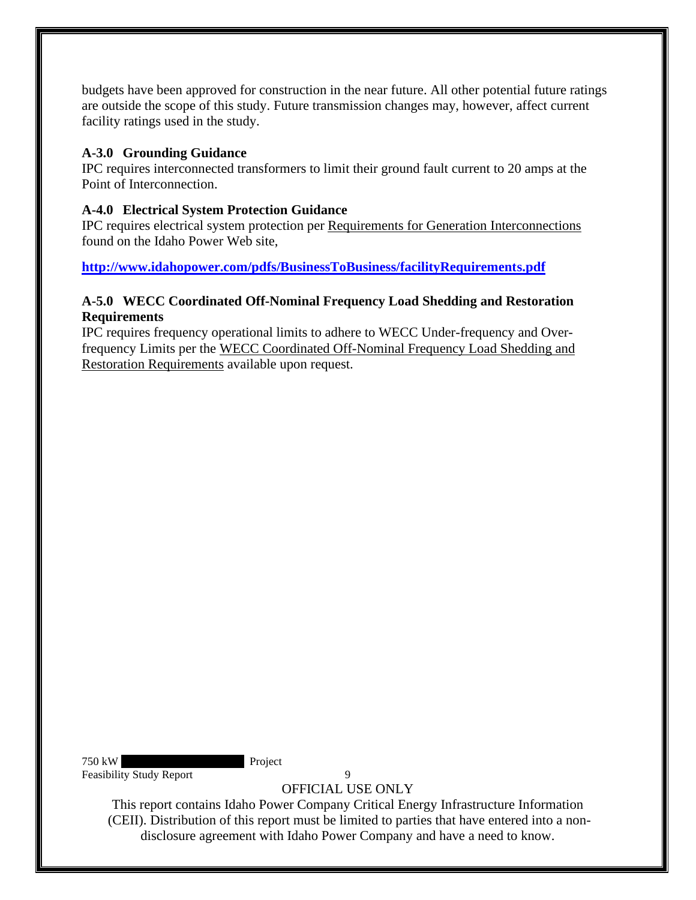budgets have been approved for construction in the near future. All other potential future ratings are outside the scope of this study. Future transmission changes may, however, affect current facility ratings used in the study.

### A-3.0 Grounding Guidance

IPC requires interconnected transformers to limit their ground fault current to 20 amps at the Point of Interconnection.

### A-4.0 Electrical System Protection Guidance

IPC requires electrical system protection per Requirements for Generation Interconnections found on the Idaho Power Web site,

**http://www.idahopower.com/pdfs/BusinessToBusiness/facilityRequirements.pdf**

### A-5.0 WECC Coordinated Off-Nominal Frequency Load Shedding and Restoration Requirements

IPC requires frequency operational limits to adhere to WECC Under-frequency and Over-frequency Limits per the WECC Coordinated Off-Nominal Frequency Load Shedding and Restoration Requirements available upon request.

OFFICIAL USE ONLY

This report contains Idaho Power Company Critical Energy Infrastructure Information (CEII). Distribution of this report must be limited to parties that have entered into a non-disclosure agreement with Idaho Power Company and have a need to know.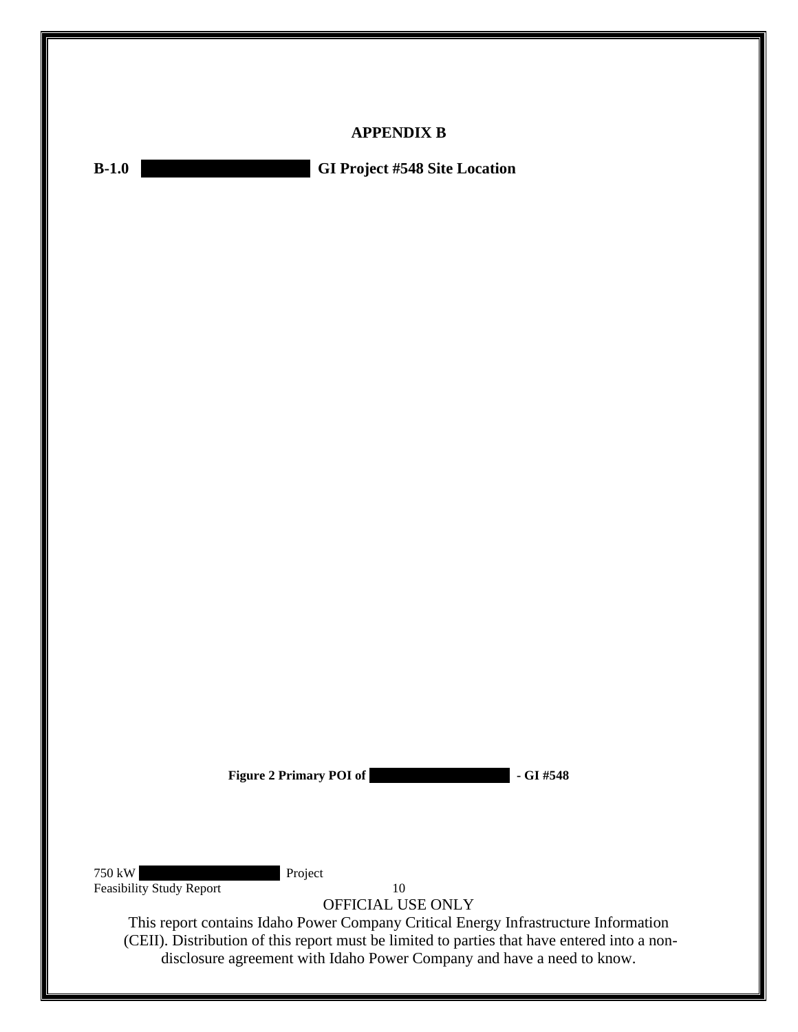# APPENDIX B

## B-1.0 GI Project #548 Site Location

**Figure 2 Primary POI of - GI #548**

OFFICIAL USE ONLY

This report contains Idaho Power Company Critical Energy Infrastructure Information (CEII). Distribution of this report must be limited to parties that have entered into a non-disclosure agreement with Idaho Power Company and have a need to know.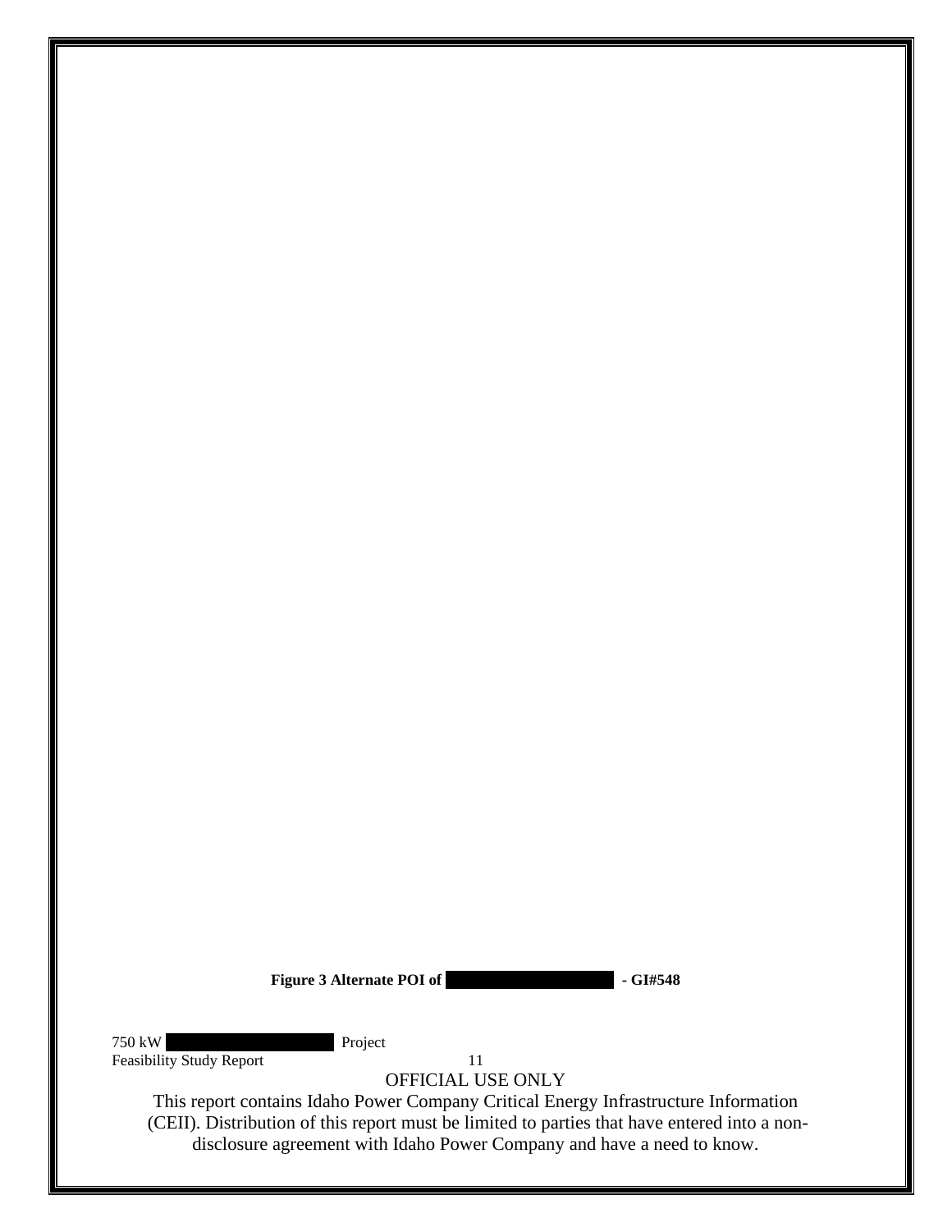**Figure 3 Alternate POI of [REDACTED] - GI#548**

OFFICIAL USE ONLY

This report contains Idaho Power Company Critical Energy Infrastructure Information (CEII). Distribution of this report must be limited to parties that have entered into a non-disclosure agreement with Idaho Power Company and have a need to know.